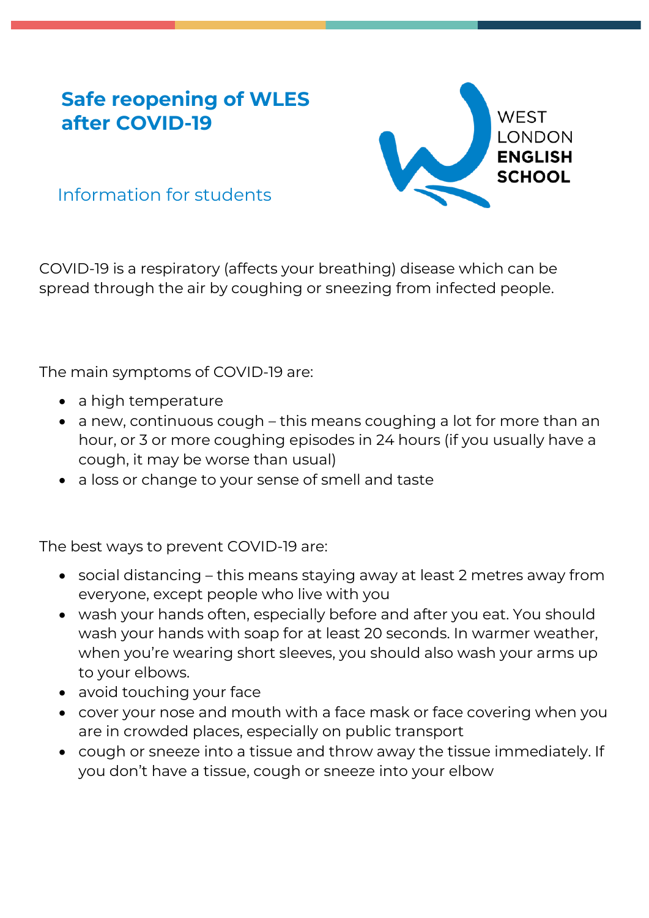# Safe reopening of WLES after COVID-19

WEST LONDON **ENGLISH SCHOOL**

## Information for students

COVID-19 is a respiratory (affects your breathing) disease which can be spread through the air by coughing or sneezing from infected people.

The main symptoms of COVID-19 are:

- a high temperature
- a new, continuous cough – this means coughing a lot for more than an hour, or 3 or more coughing episodes in 24 hours (if you usually have a cough, it may be worse than usual)
- a loss or change to your sense of smell and taste

The best ways to prevent COVID-19 are:

- social distancing – this means staying away at least 2 metres away from everyone, except people who live with you
- wash your hands often, especially before and after you eat. You should wash your hands with soap for at least 20 seconds. In warmer weather, when you're wearing short sleeves, you should also wash your arms up to your elbows.
- avoid touching your face
- cover your nose and mouth with a face mask or face covering when you are in crowded places, especially on public transport
- cough or sneeze into a tissue and throw away the tissue immediately. If you don't have a tissue, cough or sneeze into your elbow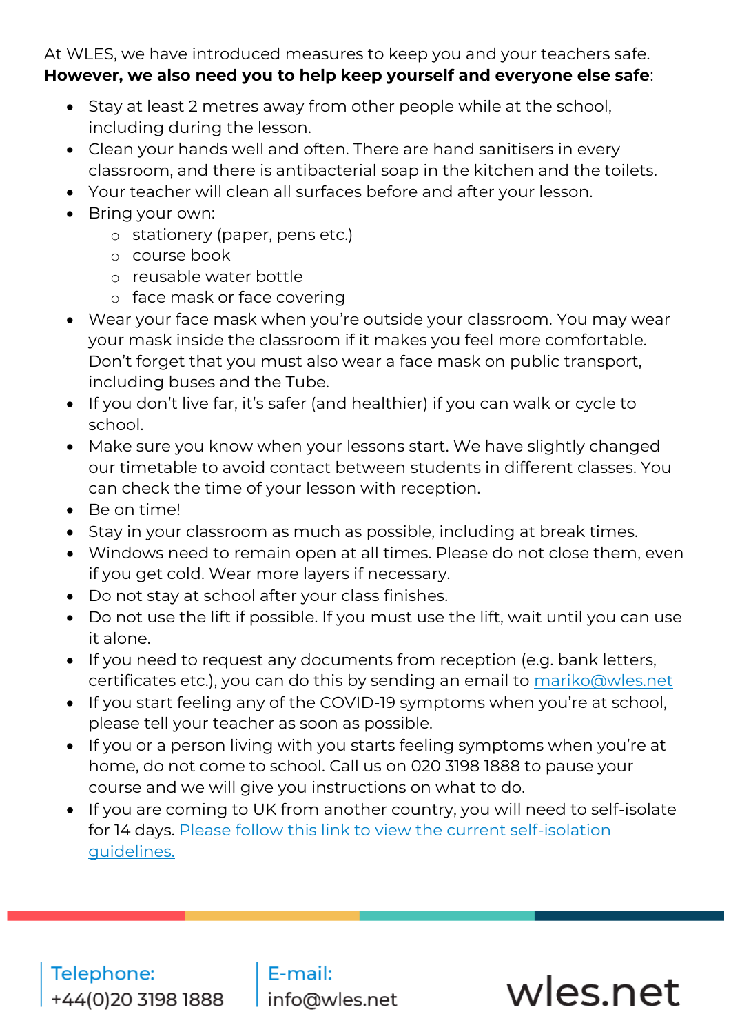At WLES, we have introduced measures to keep you and your teachers safe. **However, we also need you to help keep yourself and everyone else safe**:

- Stay at least 2 metres away from other people while at the school, including during the lesson.
- Clean your hands well and often. There are hand sanitisers in every classroom, and there is antibacterial soap in the kitchen and the toilets.
- Your teacher will clean all surfaces before and after your lesson.
- Bring your own:
  - stationery (paper, pens etc.)
  - course book
  - reusable water bottle
  - face mask or face covering
- Wear your face mask when you're outside your classroom. You may wear your mask inside the classroom if it makes you feel more comfortable. Don't forget that you must also wear a face mask on public transport, including buses and the Tube.
- If you don't live far, it's safer (and healthier) if you can walk or cycle to school.
- Make sure you know when your lessons start. We have slightly changed our timetable to avoid contact between students in different classes. You can check the time of your lesson with reception.
- Be on time!
- Stay in your classroom as much as possible, including at break times.
- Windows need to remain open at all times. Please do not close them, even if you get cold. Wear more layers if necessary.
- Do not stay at school after your class finishes.
- Do not use the lift if possible. If you <u>must</u> use the lift, wait until you can use it alone.
- If you need to request any documents from reception (e.g. bank letters, certificates etc.), you can do this by sending an email to [mariko@wles.net](mailto:mariko@wles.net)
- If you start feeling any of the COVID-19 symptoms when you're at school, please tell your teacher as soon as possible.
- If you or a person living with you starts feeling symptoms when you're at home, <u>do not come to school</u>. Call us on 020 3198 1888 to pause your course and we will give you instructions on what to do.
- If you are coming to UK from another country, you will need to self-isolate for 14 days. Please follow this link to view the current self-isolation guidelines.

**Telephone:** +44(0)20 3198 1888

**E-mail:** info@wles.net

wles.net